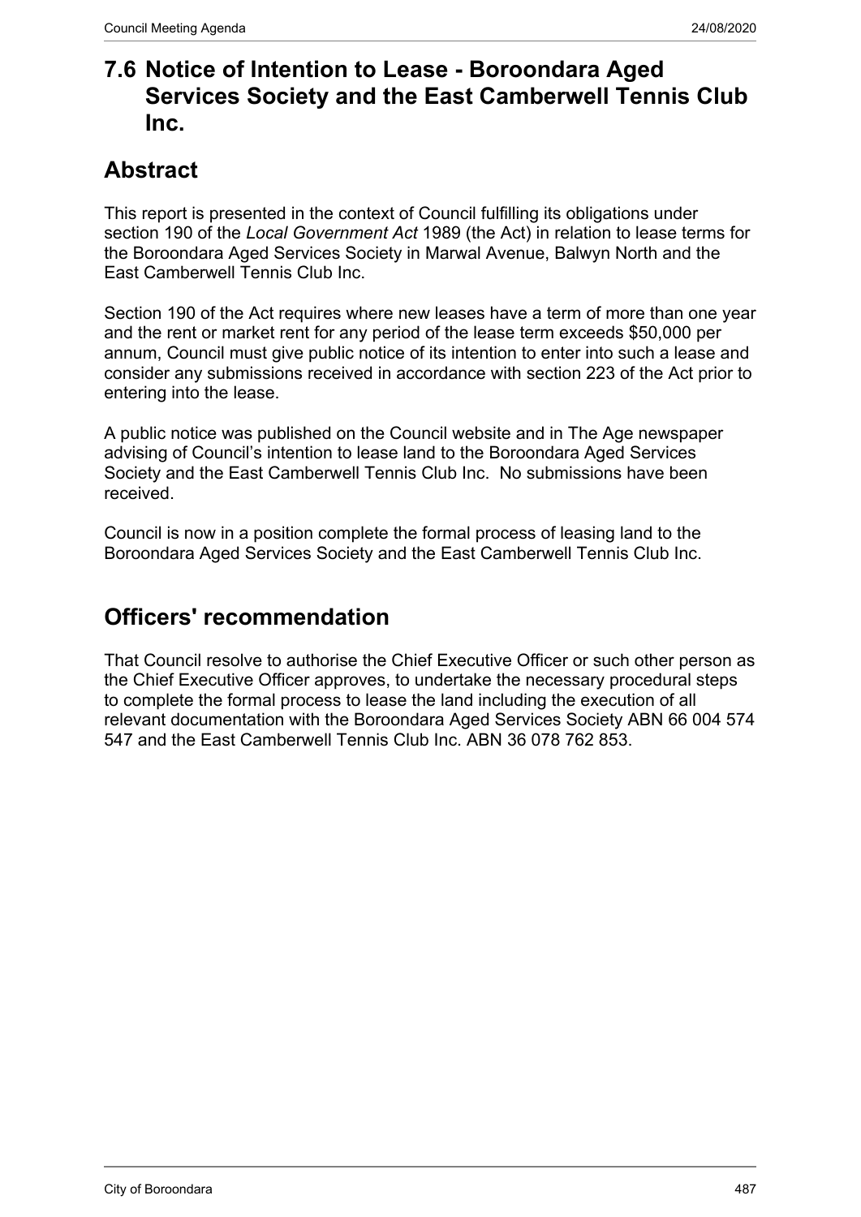# 7.6 Notice of Intention to Lease - Boroondara Aged Services Society and the East Camberwell Tennis Club Inc.

## Abstract

This report is presented in the context of Council fulfilling its obligations under section 190 of the *Local Government Act* 1989 (the Act) in relation to lease terms for the Boroondara Aged Services Society in Marwal Avenue, Balwyn North and the East Camberwell Tennis Club Inc.

Section 190 of the Act requires where new leases have a term of more than one year and the rent or market rent for any period of the lease term exceeds $50,000 per annum, Council must give public notice of its intention to enter into such a lease and consider any submissions received in accordance with section 223 of the Act prior to entering into the lease.

A public notice was published on the Council website and in The Age newspaper advising of Council's intention to lease land to the Boroondara Aged Services Society and the East Camberwell Tennis Club Inc. No submissions have been received.

Council is now in a position complete the formal process of leasing land to the Boroondara Aged Services Society and the East Camberwell Tennis Club Inc.

## Officers' recommendation

That Council resolve to authorise the Chief Executive Officer or such other person as the Chief Executive Officer approves, to undertake the necessary procedural steps to complete the formal process to lease the land including the execution of all relevant documentation with the Boroondara Aged Services Society ABN 66 004 574 547 and the East Camberwell Tennis Club Inc. ABN 36 078 762 853.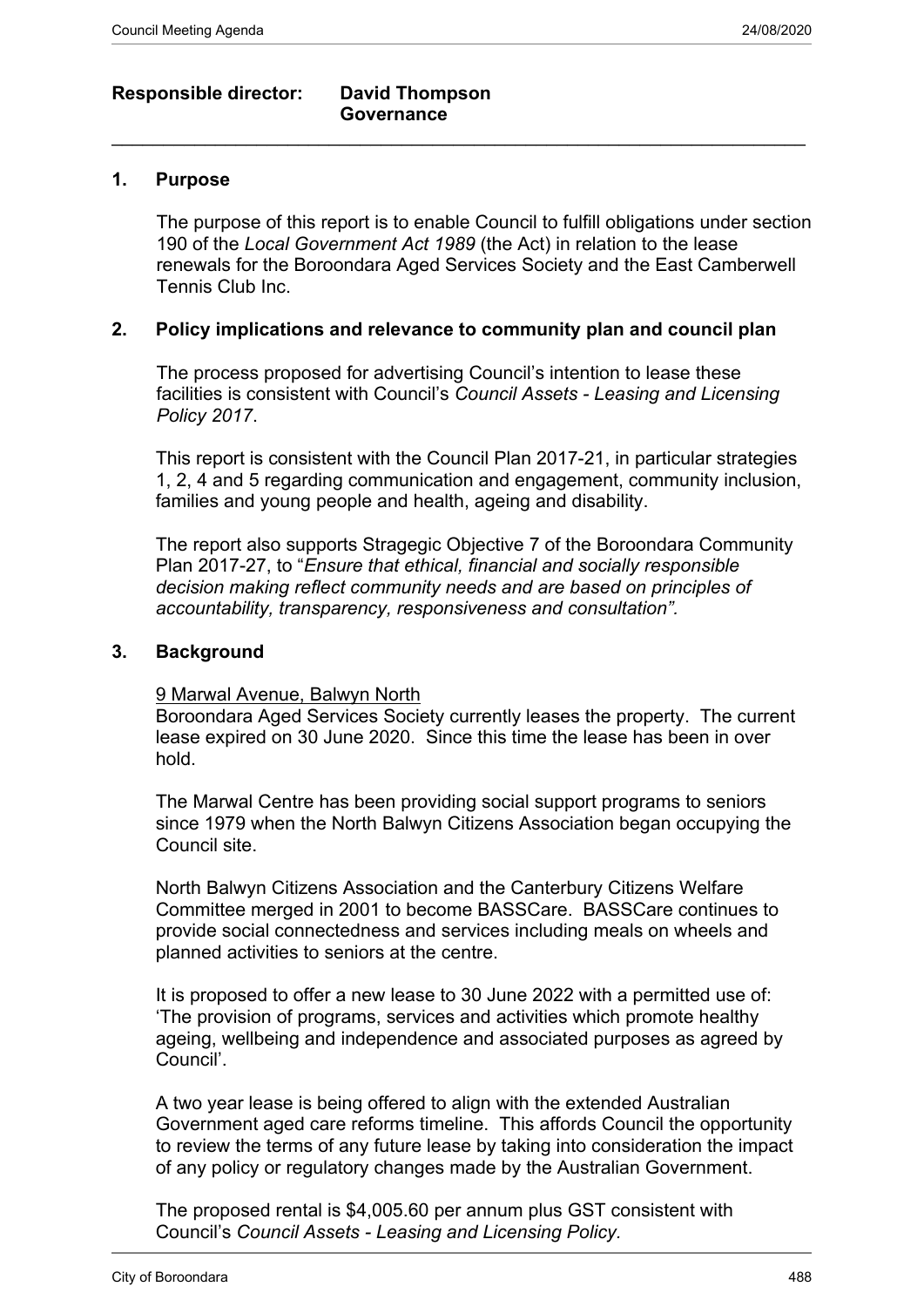**Responsible director: David Thompson**
**Governance**

---

## 1. Purpose

The purpose of this report is to enable Council to fulfill obligations under section 190 of the *Local Government Act 1989* (the Act) in relation to the lease renewals for the Boroondara Aged Services Society and the East Camberwell Tennis Club Inc.

## 2. Policy implications and relevance to community plan and council plan

The process proposed for advertising Council's intention to lease these facilities is consistent with Council's *Council Assets - Leasing and Licensing Policy 2017*.

This report is consistent with the Council Plan 2017-21, in particular strategies 1, 2, 4 and 5 regarding communication and engagement, community inclusion, families and young people and health, ageing and disability.

The report also supports Stragegic Objective 7 of the Boroondara Community Plan 2017-27, to "*Ensure that ethical, financial and socially responsible decision making reflect community needs and are based on principles of accountability, transparency, responsiveness and consultation".*

## 3. Background

<u>9 Marwal Avenue, Balwyn North</u>
Boroondara Aged Services Society currently leases the property. The current lease expired on 30 June 2020. Since this time the lease has been in over hold.

The Marwal Centre has been providing social support programs to seniors since 1979 when the North Balwyn Citizens Association began occupying the Council site.

North Balwyn Citizens Association and the Canterbury Citizens Welfare Committee merged in 2001 to become BASSCare. BASSCare continues to provide social connectedness and services including meals on wheels and planned activities to seniors at the centre.

It is proposed to offer a new lease to 30 June 2022 with a permitted use of: 'The provision of programs, services and activities which promote healthy ageing, wellbeing and independence and associated purposes as agreed by Council'.

A two year lease is being offered to align with the extended Australian Government aged care reforms timeline. This affords Council the opportunity to review the terms of any future lease by taking into consideration the impact of any policy or regulatory changes made by the Australian Government.

The proposed rental is $4,005.60 per annum plus GST consistent with Council's *Council Assets - Leasing and Licensing Policy.*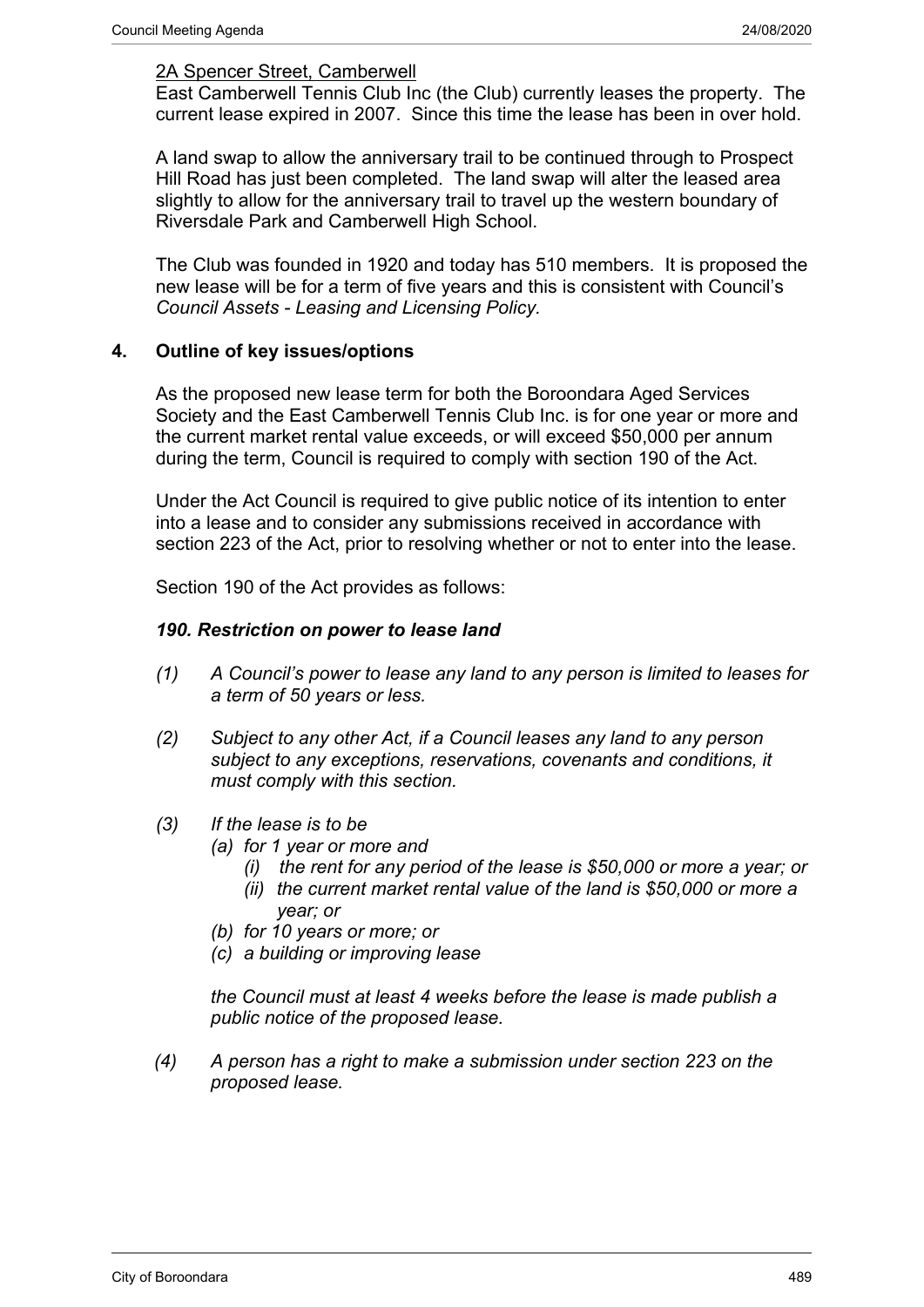<u>2A Spencer Street, Camberwell</u>

East Camberwell Tennis Club Inc (the Club) currently leases the property. The current lease expired in 2007. Since this time the lease has been in over hold.

A land swap to allow the anniversary trail to be continued through to Prospect Hill Road has just been completed. The land swap will alter the leased area slightly to allow for the anniversary trail to travel up the western boundary of Riversdale Park and Camberwell High School.

The Club was founded in 1920 and today has 510 members. It is proposed the new lease will be for a term of five years and this is consistent with Council's *Council Assets - Leasing and Licensing Policy.*

## 4. Outline of key issues/options

As the proposed new lease term for both the Boroondara Aged Services Society and the East Camberwell Tennis Club Inc. is for one year or more and the current market rental value exceeds, or will exceed $50,000 per annum during the term, Council is required to comply with section 190 of the Act.

Under the Act Council is required to give public notice of its intention to enter into a lease and to consider any submissions received in accordance with section 223 of the Act, prior to resolving whether or not to enter into the lease.

Section 190 of the Act provides as follows:

***190. Restriction on power to lease land***

*(1) A Council's power to lease any land to any person is limited to leases for a term of 50 years or less.*

*(2) Subject to any other Act, if a Council leases any land to any person subject to any exceptions, reservations, covenants and conditions, it must comply with this section.*

*(3) If the lease is to be*

*(a) for 1 year or more and*

*(i) the rent for any period of the lease is $50,000 or more a year; or*

*(ii) the current market rental value of the land is $50,000 or more a year; or*

*(b) for 10 years or more; or*

*(c) a building or improving lease*

*the Council must at least 4 weeks before the lease is made publish a public notice of the proposed lease.*

*(4) A person has a right to make a submission under section 223 on the proposed lease.*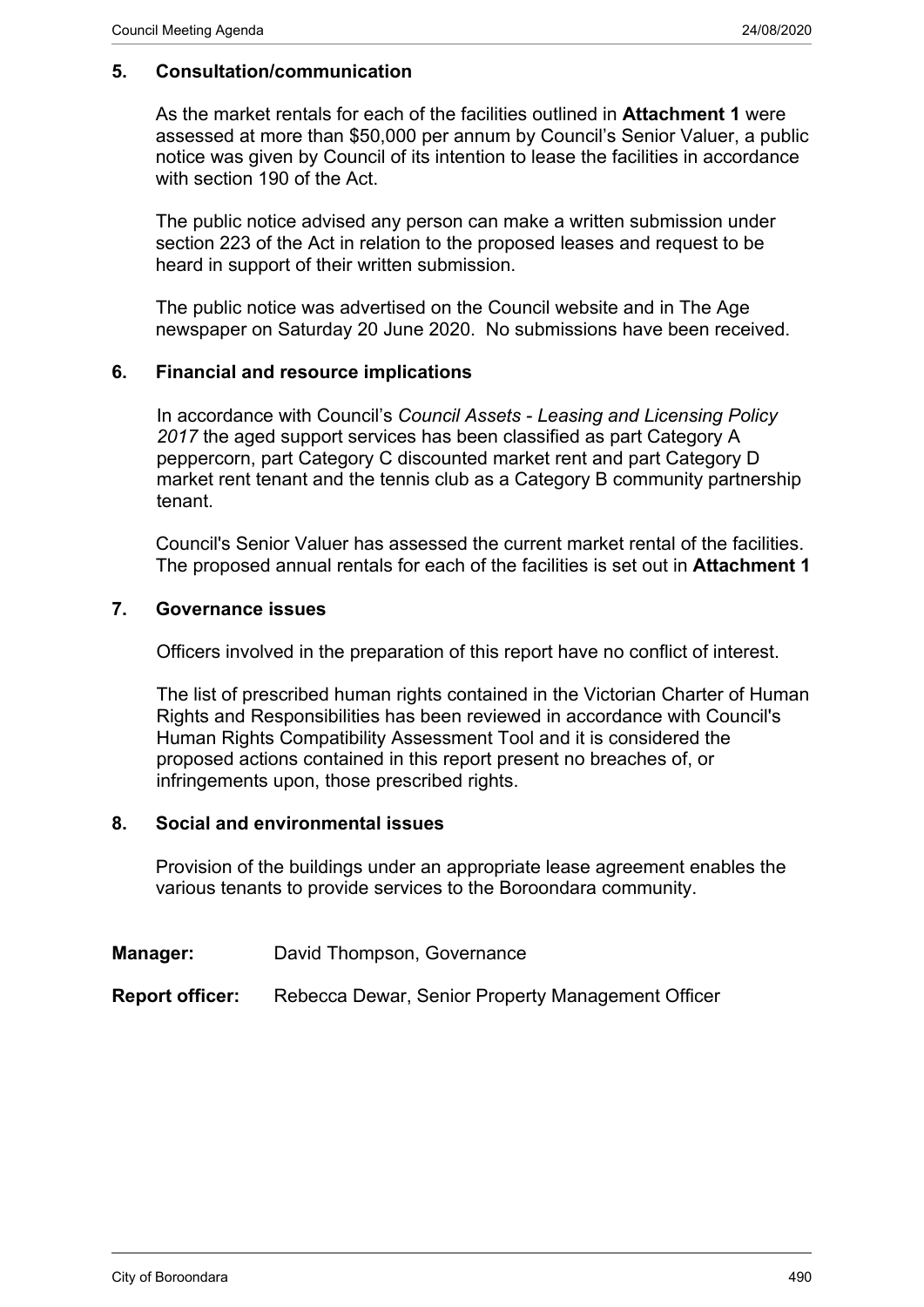## 5. Consultation/communication

As the market rentals for each of the facilities outlined in **Attachment 1** were assessed at more than $50,000 per annum by Council's Senior Valuer, a public notice was given by Council of its intention to lease the facilities in accordance with section 190 of the Act.

The public notice advised any person can make a written submission under section 223 of the Act in relation to the proposed leases and request to be heard in support of their written submission.

The public notice was advertised on the Council website and in The Age newspaper on Saturday 20 June 2020. No submissions have been received.

## 6. Financial and resource implications

In accordance with Council's *Council Assets - Leasing and Licensing Policy 2017* the aged support services has been classified as part Category A peppercorn, part Category C discounted market rent and part Category D market rent tenant and the tennis club as a Category B community partnership tenant.

Council's Senior Valuer has assessed the current market rental of the facilities. The proposed annual rentals for each of the facilities is set out in **Attachment 1**

## 7. Governance issues

Officers involved in the preparation of this report have no conflict of interest.

The list of prescribed human rights contained in the Victorian Charter of Human Rights and Responsibilities has been reviewed in accordance with Council's Human Rights Compatibility Assessment Tool and it is considered the proposed actions contained in this report present no breaches of, or infringements upon, those prescribed rights.

## 8. Social and environmental issues

Provision of the buildings under an appropriate lease agreement enables the various tenants to provide services to the Boroondara community.

**Manager:** David Thompson, Governance

**Report officer:** Rebecca Dewar, Senior Property Management Officer